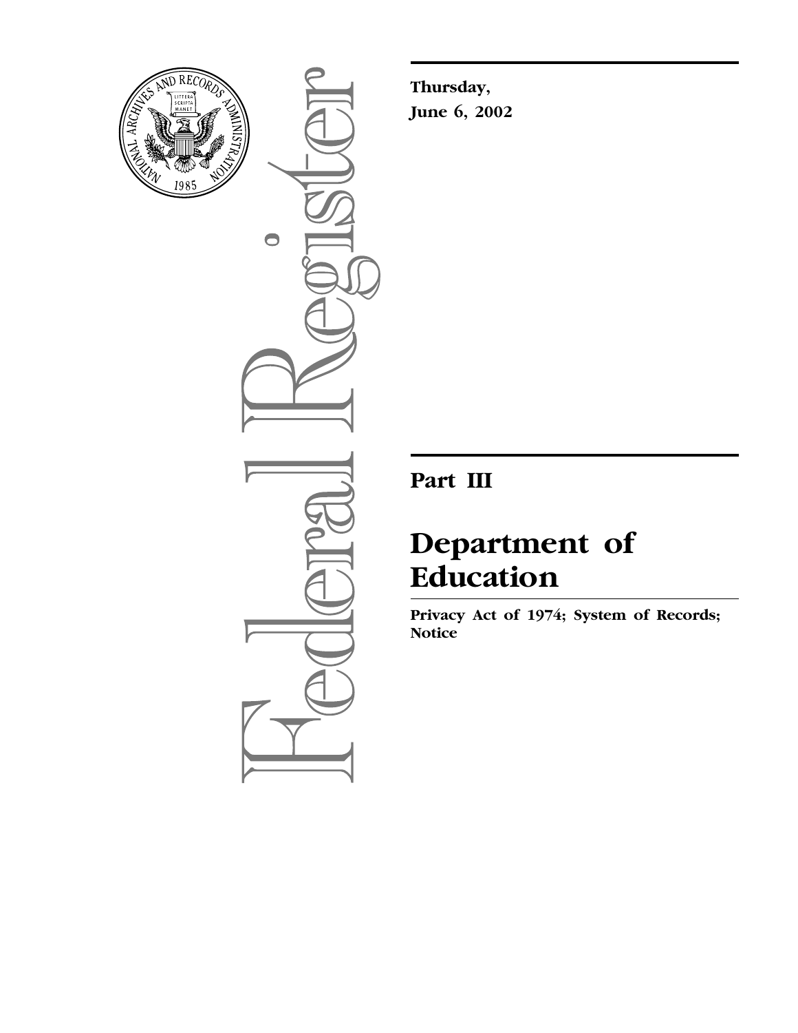**Thursday,**
**June 6, 2002**

# Part III

# Department of Education

**Privacy Act of 1974; System of Records; Notice**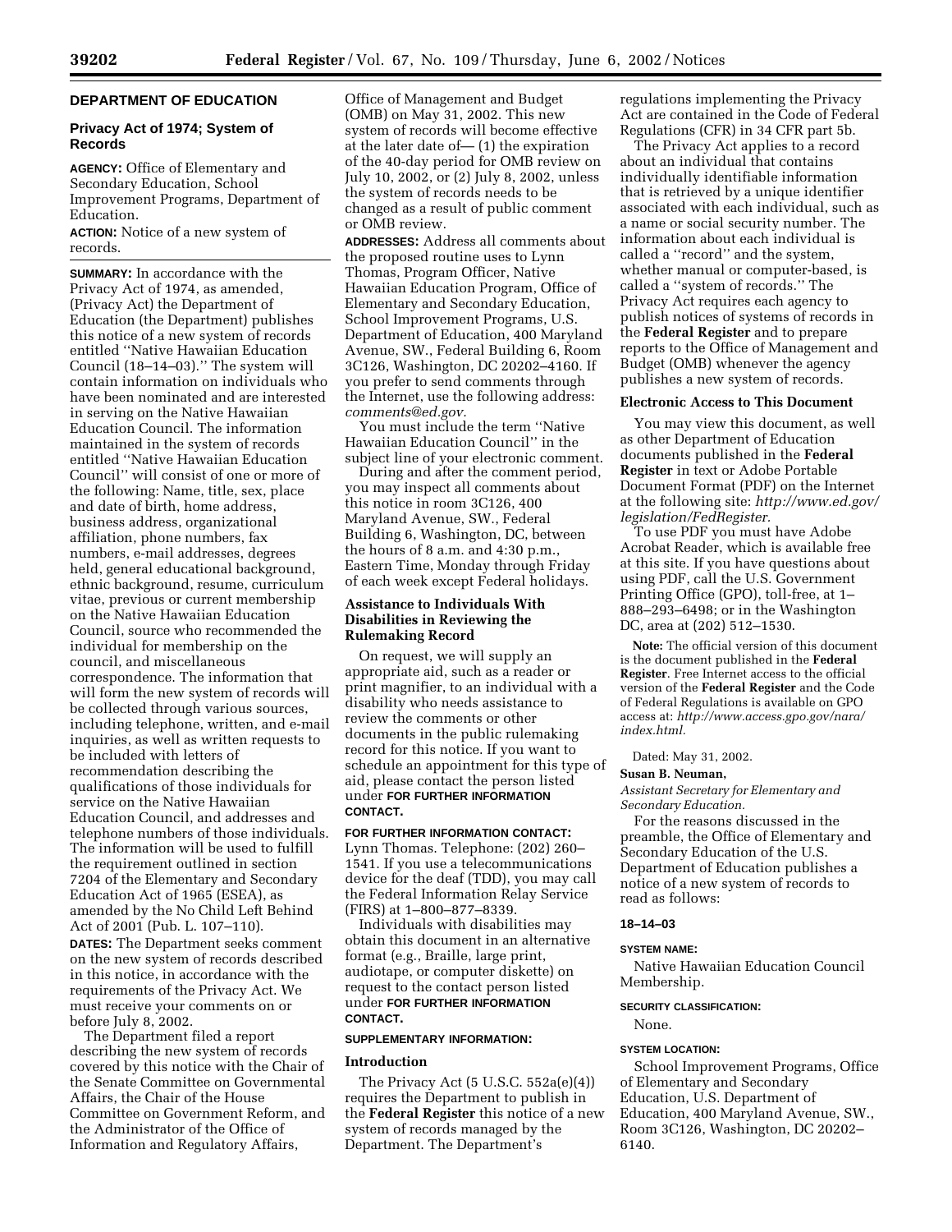## DEPARTMENT OF EDUCATION

### Privacy Act of 1974; System of Records

**AGENCY:** Office of Elementary and Secondary Education, School Improvement Programs, Department of Education.

**ACTION:** Notice of a new system of records.

**SUMMARY:** In accordance with the Privacy Act of 1974, as amended, (Privacy Act) the Department of Education (the Department) publishes this notice of a new system of records entitled ''Native Hawaiian Education Council (18–14–03).'' The system will contain information on individuals who have been nominated and are interested in serving on the Native Hawaiian Education Council. The information maintained in the system of records entitled ''Native Hawaiian Education Council'' will consist of one or more of the following: Name, title, sex, place and date of birth, home address, business address, organizational affiliation, phone numbers, fax numbers, e-mail addresses, degrees held, general educational background, ethnic background, resume, curriculum vitae, previous or current membership on the Native Hawaiian Education Council, source who recommended the individual for membership on the council, and miscellaneous correspondence. The information that will form the new system of records will be collected through various sources, including telephone, written, and e-mail inquiries, as well as written requests to be included with letters of recommendation describing the qualifications of those individuals for service on the Native Hawaiian Education Council, and addresses and telephone numbers of those individuals. The information will be used to fulfill the requirement outlined in section 7204 of the Elementary and Secondary Education Act of 1965 (ESEA), as amended by the No Child Left Behind Act of 2001 (Pub. L. 107–110).

**DATES:** The Department seeks comment on the new system of records described in this notice, in accordance with the requirements of the Privacy Act. We must receive your comments on or before July 8, 2002.

The Department filed a report describing the new system of records covered by this notice with the Chair of the Senate Committee on Governmental Affairs, the Chair of the House Committee on Government Reform, and the Administrator of the Office of Information and Regulatory Affairs, Office of Management and Budget (OMB) on May 31, 2002. This new system of records will become effective at the later date of— (1) the expiration of the 40-day period for OMB review on July 10, 2002, or (2) July 8, 2002, unless the system of records needs to be changed as a result of public comment or OMB review.

**ADDRESSES:** Address all comments about the proposed routine uses to Lynn Thomas, Program Officer, Native Hawaiian Education Program, Office of Elementary and Secondary Education, School Improvement Programs, U.S. Department of Education, 400 Maryland Avenue, SW., Federal Building 6, Room 3C126, Washington, DC 20202–4160. If you prefer to send comments through the Internet, use the following address: *comments@ed.gov.*

You must include the term ''Native Hawaiian Education Council'' in the subject line of your electronic comment.

During and after the comment period, you may inspect all comments about this notice in room 3C126, 400 Maryland Avenue, SW., Federal Building 6, Washington, DC, between the hours of 8 a.m. and 4:30 p.m., Eastern Time, Monday through Friday of each week except Federal holidays.

### Assistance to Individuals With Disabilities in Reviewing the Rulemaking Record

On request, we will supply an appropriate aid, such as a reader or print magnifier, to an individual with a disability who needs assistance to review the comments or other documents in the public rulemaking record for this notice. If you want to schedule an appointment for this type of aid, please contact the person listed under **FOR FURTHER INFORMATION CONTACT.**

**FOR FURTHER INFORMATION CONTACT:** Lynn Thomas. Telephone: (202) 260–1541. If you use a telecommunications device for the deaf (TDD), you may call the Federal Information Relay Service (FIRS) at 1–800–877–8339.

Individuals with disabilities may obtain this document in an alternative format (e.g., Braille, large print, audiotape, or computer diskette) on request to the contact person listed under **FOR FURTHER INFORMATION CONTACT.**

**SUPPLEMENTARY INFORMATION:**

### Introduction

The Privacy Act (5 U.S.C. 552a(e)(4)) requires the Department to publish in the **Federal Register** this notice of a new system of records managed by the Department. The Department's regulations implementing the Privacy Act are contained in the Code of Federal Regulations (CFR) in 34 CFR part 5b.

The Privacy Act applies to a record about an individual that contains individually identifiable information that is retrieved by a unique identifier associated with each individual, such as a name or social security number. The information about each individual is called a ''record'' and the system, whether manual or computer-based, is called a ''system of records.'' The Privacy Act requires each agency to publish notices of systems of records in the **Federal Register** and to prepare reports to the Office of Management and Budget (OMB) whenever the agency publishes a new system of records.

### Electronic Access to This Document

You may view this document, as well as other Department of Education documents published in the **Federal Register** in text or Adobe Portable Document Format (PDF) on the Internet at the following site: *http://www.ed.gov/legislation/FedRegister.*

To use PDF you must have Adobe Acrobat Reader, which is available free at this site. If you have questions about using PDF, call the U.S. Government Printing Office (GPO), toll-free, at 1–888–293–6498; or in the Washington DC, area at (202) 512–1530.

**Note:** The official version of this document is the document published in the **Federal Register**. Free Internet access to the official version of the **Federal Register** and the Code of Federal Regulations is available on GPO access at: *http://www.access.gpo.gov/nara/index.html.*

Dated: May 31, 2002.

**Susan B. Neuman,**

*Assistant Secretary for Elementary and Secondary Education.*

For the reasons discussed in the preamble, the Office of Elementary and Secondary Education of the U.S. Department of Education publishes a notice of a new system of records to read as follows:

**18–14–03**

**SYSTEM NAME:**

Native Hawaiian Education Council Membership.

**SECURITY CLASSIFICATION:**

None.

**SYSTEM LOCATION:**

School Improvement Programs, Office of Elementary and Secondary Education, U.S. Department of Education, 400 Maryland Avenue, SW., Room 3C126, Washington, DC 20202–6140.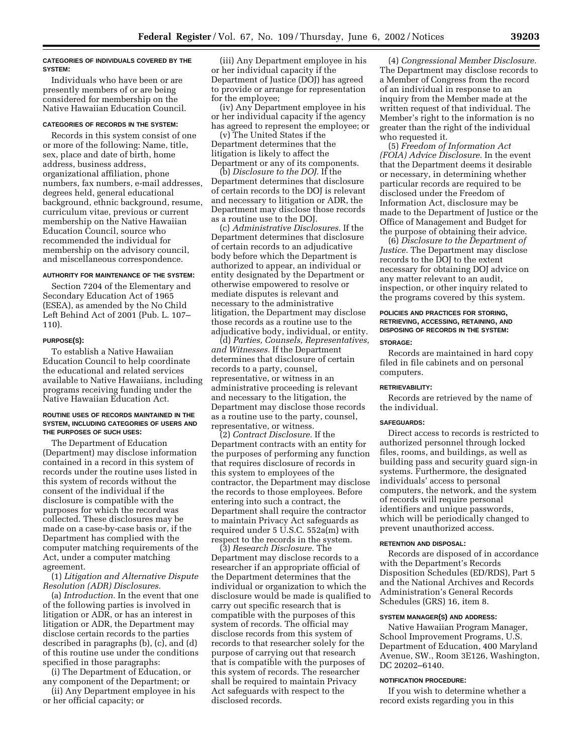#### CATEGORIES OF INDIVIDUALS COVERED BY THE SYSTEM:

Individuals who have been or are presently members of or are being considered for membership on the Native Hawaiian Education Council.

#### CATEGORIES OF RECORDS IN THE SYSTEM:

Records in this system consist of one or more of the following: Name, title, sex, place and date of birth, home address, business address, organizational affiliation, phone numbers, fax numbers, e-mail addresses, degrees held, general educational background, ethnic background, resume, curriculum vitae, previous or current membership on the Native Hawaiian Education Council, source who recommended the individual for membership on the advisory council, and miscellaneous correspondence.

#### AUTHORITY FOR MAINTENANCE OF THE SYSTEM:

Section 7204 of the Elementary and Secondary Education Act of 1965 (ESEA), as amended by the No Child Left Behind Act of 2001 (Pub. L. 107–110).

#### PURPOSE(S):

To establish a Native Hawaiian Education Council to help coordinate the educational and related services available to Native Hawaiians, including programs receiving funding under the Native Hawaiian Education Act.

#### ROUTINE USES OF RECORDS MAINTAINED IN THE SYSTEM, INCLUDING CATEGORIES OF USERS AND THE PURPOSES OF SUCH USES:

The Department of Education (Department) may disclose information contained in a record in this system of records under the routine uses listed in this system of records without the consent of the individual if the disclosure is compatible with the purposes for which the record was collected. These disclosures may be made on a case-by-case basis or, if the Department has complied with the computer matching requirements of the Act, under a computer matching agreement.

(1) *Litigation and Alternative Dispute Resolution (ADR) Disclosures.*

(a) *Introduction.* In the event that one of the following parties is involved in litigation or ADR, or has an interest in litigation or ADR, the Department may disclose certain records to the parties described in paragraphs (b), (c), and (d) of this routine use under the conditions specified in those paragraphs:

(i) The Department of Education, or any component of the Department; or

(ii) Any Department employee in his or her official capacity; or

(iii) Any Department employee in his or her individual capacity if the Department of Justice (DOJ) has agreed to provide or arrange for representation for the employee;

(iv) Any Department employee in his or her individual capacity if the agency has agreed to represent the employee; or

(v) The United States if the Department determines that the litigation is likely to affect the Department or any of its components.

(b) *Disclosure to the DOJ.* If the Department determines that disclosure of certain records to the DOJ is relevant and necessary to litigation or ADR, the Department may disclose those records as a routine use to the DOJ.

(c) *Administrative Disclosures.* If the Department determines that disclosure of certain records to an adjudicative body before which the Department is authorized to appear, an individual or entity designated by the Department or otherwise empowered to resolve or mediate disputes is relevant and necessary to the administrative litigation, the Department may disclose those records as a routine use to the adjudicative body, individual, or entity.

(d) *Parties, Counsels, Representatives, and Witnesses.* If the Department determines that disclosure of certain records to a party, counsel, representative, or witness in an administrative proceeding is relevant and necessary to the litigation, the Department may disclose those records as a routine use to the party, counsel, representative, or witness.

(2) *Contract Disclosure.* If the Department contracts with an entity for the purposes of performing any function that requires disclosure of records in this system to employees of the contractor, the Department may disclose the records to those employees. Before entering into such a contract, the Department shall require the contractor to maintain Privacy Act safeguards as required under 5 U.S.C. 552a(m) with respect to the records in the system.

(3) *Research Disclosure.* The Department may disclose records to a researcher if an appropriate official of the Department determines that the individual or organization to which the disclosure would be made is qualified to carry out specific research that is compatible with the purposes of this system of records. The official may disclose records from this system of records to that researcher solely for the purpose of carrying out that research that is compatible with the purposes of this system of records. The researcher shall be required to maintain Privacy Act safeguards with respect to the disclosed records.

(4) *Congressional Member Disclosure.* The Department may disclose records to a Member of Congress from the record of an individual in response to an inquiry from the Member made at the written request of that individual. The Member's right to the information is no greater than the right of the individual who requested it.

(5) *Freedom of Information Act (FOIA) Advice Disclosure.* In the event that the Department deems it desirable or necessary, in determining whether particular records are required to be disclosed under the Freedom of Information Act, disclosure may be made to the Department of Justice or the Office of Management and Budget for the purpose of obtaining their advice.

(6) *Disclosure to the Department of Justice.* The Department may disclose records to the DOJ to the extent necessary for obtaining DOJ advice on any matter relevant to an audit, inspection, or other inquiry related to the programs covered by this system.

#### POLICIES AND PRACTICES FOR STORING, RETRIEVING, ACCESSING, RETAINING, AND DISPOSING OF RECORDS IN THE SYSTEM:

#### STORAGE:

Records are maintained in hard copy filed in file cabinets and on personal computers.

#### RETRIEVABILITY:

Records are retrieved by the name of the individual.

#### SAFEGUARDS:

Direct access to records is restricted to authorized personnel through locked files, rooms, and buildings, as well as building pass and security guard sign-in systems. Furthermore, the designated individuals' access to personal computers, the network, and the system of records will require personal identifiers and unique passwords, which will be periodically changed to prevent unauthorized access.

#### RETENTION AND DISPOSAL:

Records are disposed of in accordance with the Department's Records Disposition Schedules (ED/RDS), Part 5 and the National Archives and Records Administration's General Records Schedules (GRS) 16, item 8.

#### SYSTEM MANAGER(S) AND ADDRESS:

Native Hawaiian Program Manager, School Improvement Programs, U.S. Department of Education, 400 Maryland Avenue, SW., Room 3E126, Washington, DC 20202–6140.

#### NOTIFICATION PROCEDURE:

If you wish to determine whether a record exists regarding you in this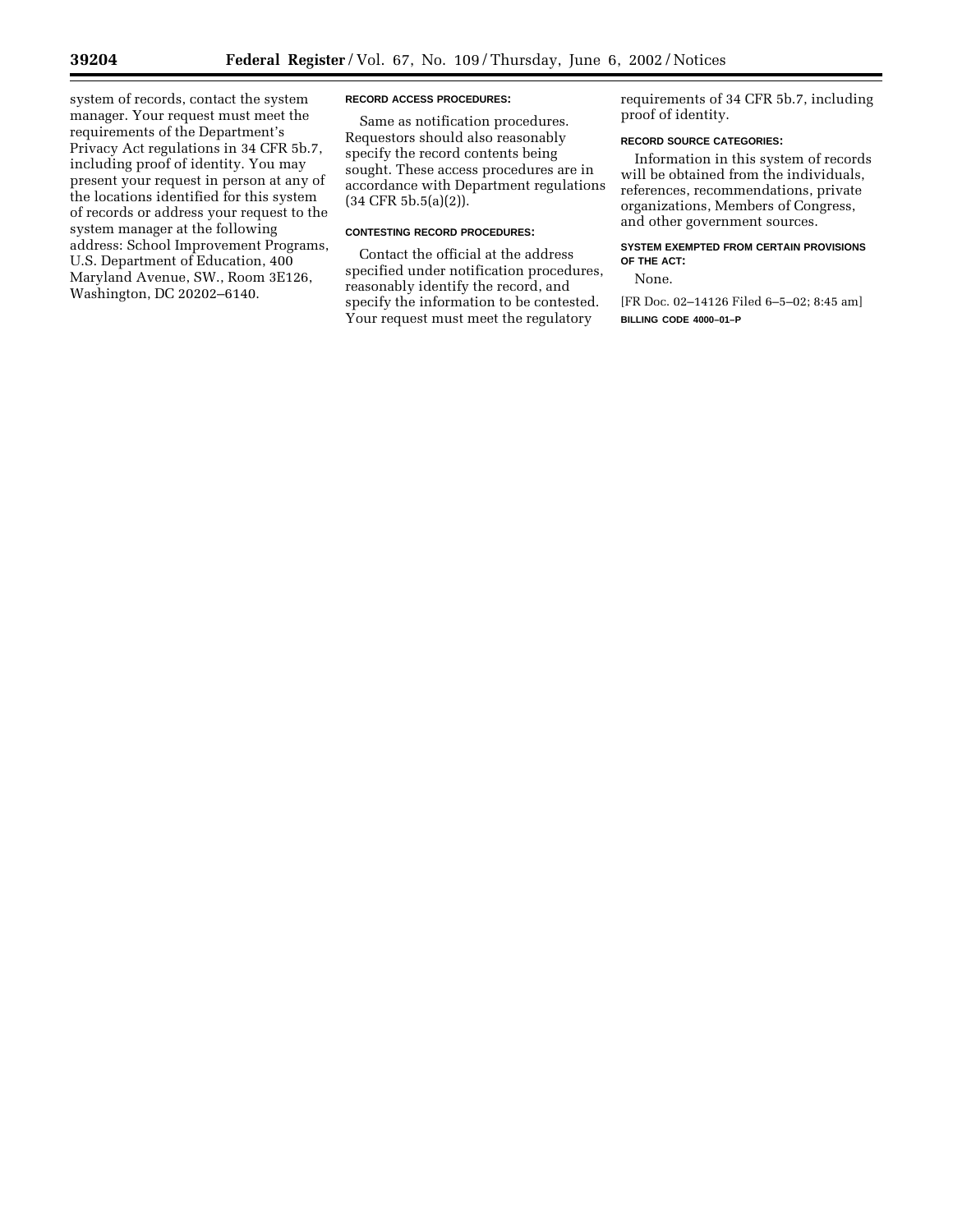system of records, contact the system manager. Your request must meet the requirements of the Department's Privacy Act regulations in 34 CFR 5b.7, including proof of identity. You may present your request in person at any of the locations identified for this system of records or address your request to the system manager at the following address: School Improvement Programs, U.S. Department of Education, 400 Maryland Avenue, SW., Room 3E126, Washington, DC 20202–6140.

**RECORD ACCESS PROCEDURES:**

Same as notification procedures. Requestors should also reasonably specify the record contents being sought. These access procedures are in accordance with Department regulations (34 CFR 5b.5(a)(2)).

**CONTESTING RECORD PROCEDURES:**

Contact the official at the address specified under notification procedures, reasonably identify the record, and specify the information to be contested. Your request must meet the regulatory requirements of 34 CFR 5b.7, including proof of identity.

**RECORD SOURCE CATEGORIES:**

Information in this system of records will be obtained from the individuals, references, recommendations, private organizations, Members of Congress, and other government sources.

**SYSTEM EXEMPTED FROM CERTAIN PROVISIONS OF THE ACT:**

None.

[FR Doc. 02–14126 Filed 6–5–02; 8:45 am]

**BILLING CODE 4000–01–P**